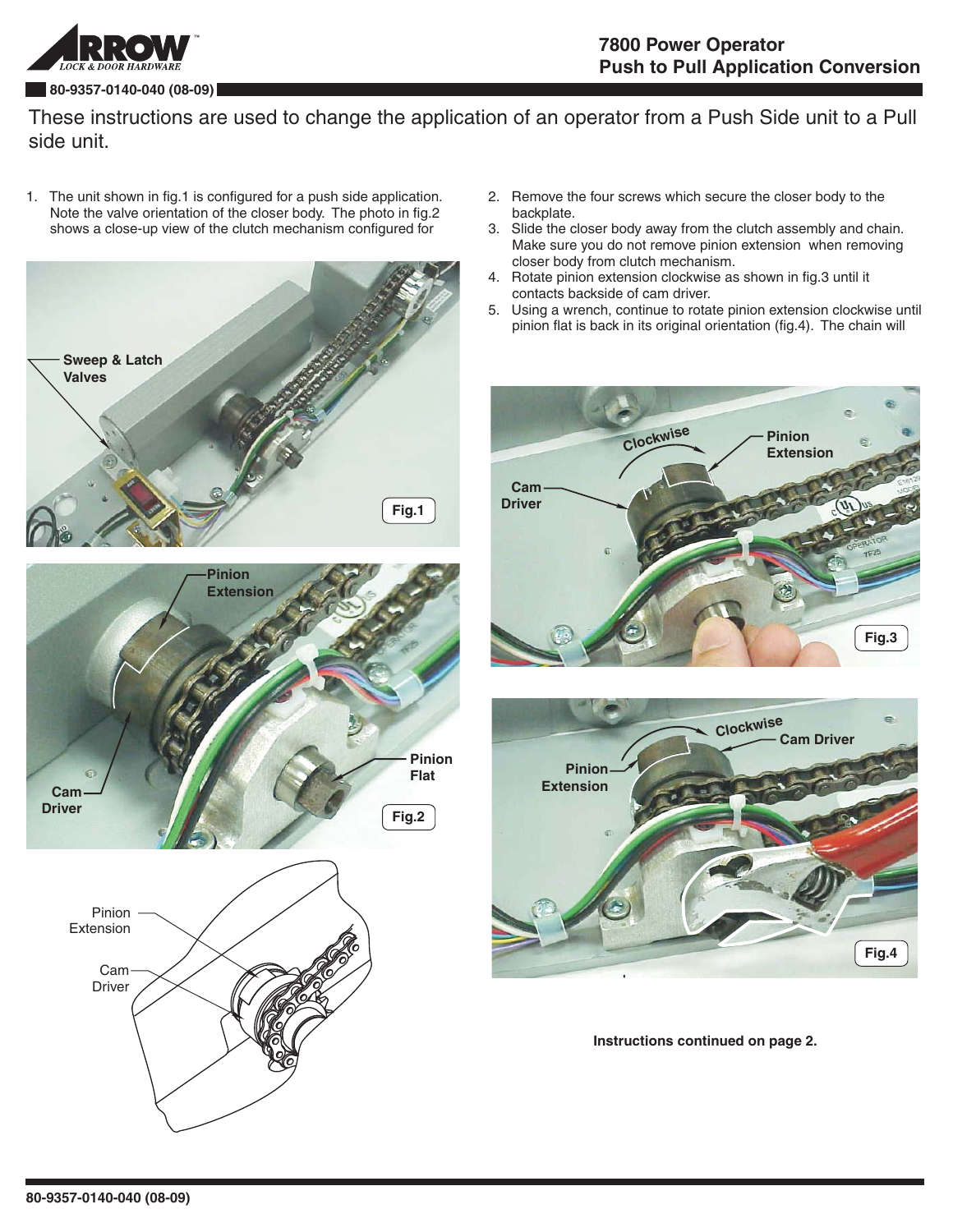# 7800 Power Operator
## Push to Pull Application Conversion

80-9357-0140-040 (08-09)

These instructions are used to change the application of an operator from a Push Side unit to a Pull side unit.

1. The unit shown in fig.1 is configured for a push side application. Note the valve orientation of the closer body. The photo in fig.2 shows a close-up view of the clutch mechanism configured for

Sweep & Latch Valves

Fig.1

Pinion Extension

Cam Driver

Pinion Flat

Fig.2

Pinion Extension

Cam Driver

2. Remove the four screws which secure the closer body to the backplate.
3. Slide the closer body away from the clutch assembly and chain. Make sure you do not remove pinion extension when removing closer body from clutch mechanism.
4. Rotate pinion extension clockwise as shown in fig.3 until it contacts backside of cam driver.
5. Using a wrench, continue to rotate pinion extension clockwise until pinion flat is back in its original orientation (fig.4). The chain will

Clockwise

Pinion Extension

Cam Driver

Fig.3

Clockwise

Cam Driver

Pinion Extension

Fig.4

**Instructions continued on page 2.**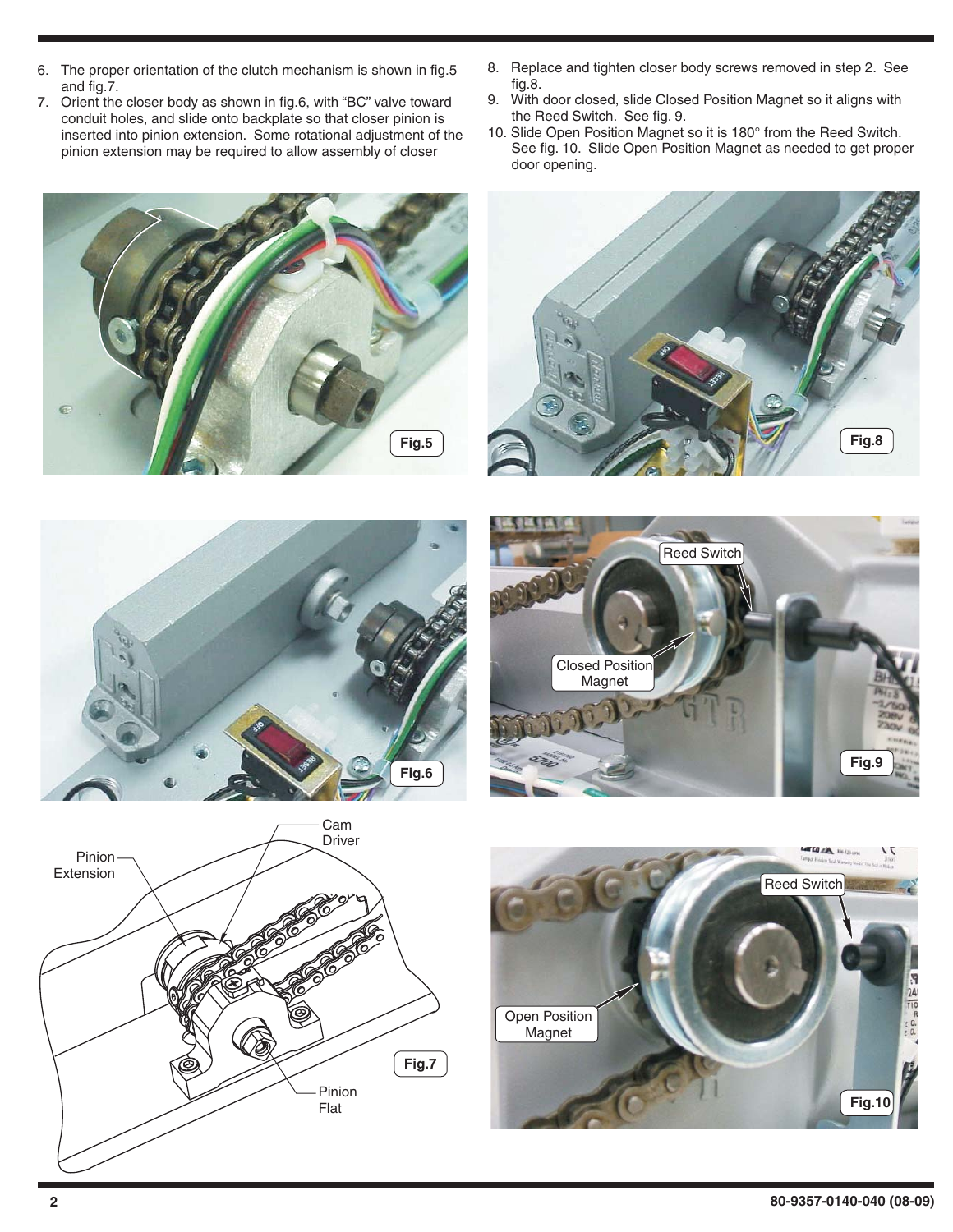6. The proper orientation of the clutch mechanism is shown in fig.5 and fig.7.
7. Orient the closer body as shown in fig.6, with "BC" valve toward conduit holes, and slide onto backplate so that closer pinion is inserted into pinion extension. Some rotational adjustment of the pinion extension may be required to allow assembly of closer
8. Replace and tighten closer body screws removed in step 2. See fig.8.
9. With door closed, slide Closed Position Magnet so it aligns with the Reed Switch. See fig. 9.
10. Slide Open Position Magnet so it is 180° from the Reed Switch. See fig. 10. Slide Open Position Magnet as needed to get proper door opening.

Fig.5

Fig.8

Fig.6

Fig.9

Fig.7

Fig.10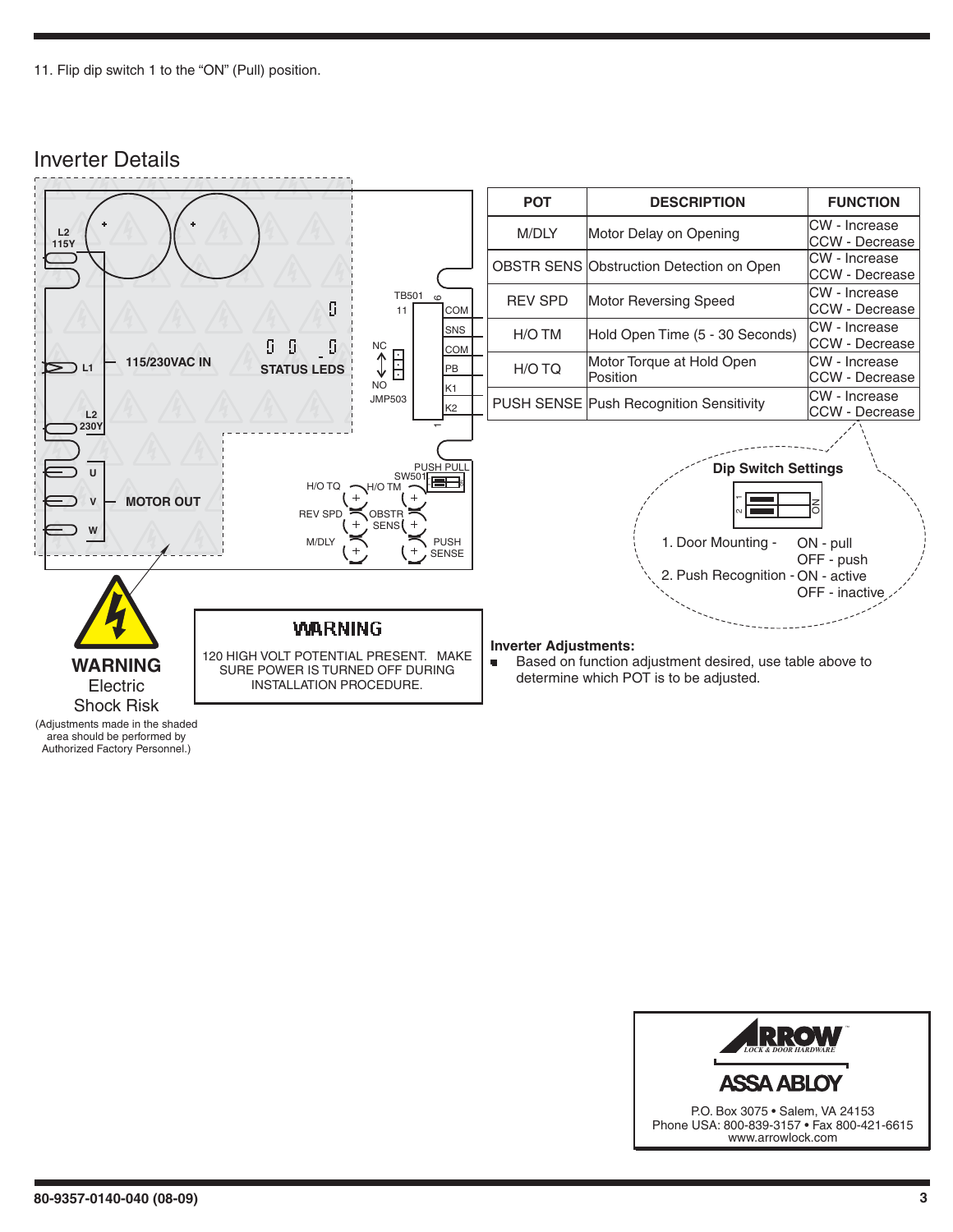11. Flip dip switch 1 to the "ON" (Pull) position.

## Inverter Details

L2
115Y

L1

115/230VAC IN

STATUS LEDS

L2
230Y

U

V

W

MOTOR OUT

TB501
11
9
COM
SNS
COM
PB
K1
K2
1

NC
NO
JMP503

PUSH PULL
SW501

H/O TQ
H/O TM
REV SPD
OBSTR SENS
M/DLY
PUSH SENSE

| POT | DESCRIPTION | FUNCTION |
|---|---|---|
| M/DLY | Motor Delay on Opening | CW - Increase<br>CCW - Decrease |
| OBSTR SENS | Obstruction Detection on Open | CW - Increase<br>CCW - Decrease |
| REV SPD | Motor Reversing Speed | CW - Increase<br>CCW - Decrease |
| H/O TM | Hold Open Time (5 - 30 Seconds) | CW - Increase<br>CCW - Decrease |
| H/O TQ | Motor Torque at Hold Open Position | CW - Increase<br>CCW - Decrease |
| PUSH SENSE | Push Recognition Sensitivity | CW - Increase<br>CCW - Decrease |

**Dip Switch Settings**

1. Door Mounting - ON - pull
   OFF - push
2. Push Recognition - ON - active
   OFF - inactive

**WARNING**
Electric
Shock Risk

(Adjustments made in the shaded area should be performed by Authorized Factory Personnel.)

**WARNING**

120 HIGH VOLT POTENTIAL PRESENT. MAKE SURE POWER IS TURNED OFF DURING INSTALLATION PROCEDURE.

**Inverter Adjustments:**

- Based on function adjustment desired, use table above to determine which POT is to be adjusted.

ARROW LOCK & DOOR HARDWARE
ASSA ABLOY
P.O. Box 3075 • Salem, VA 24153
Phone USA: 800-839-3157 • Fax 800-421-6615
www.arrowlock.com

80-9357-0140-040 (08-09)